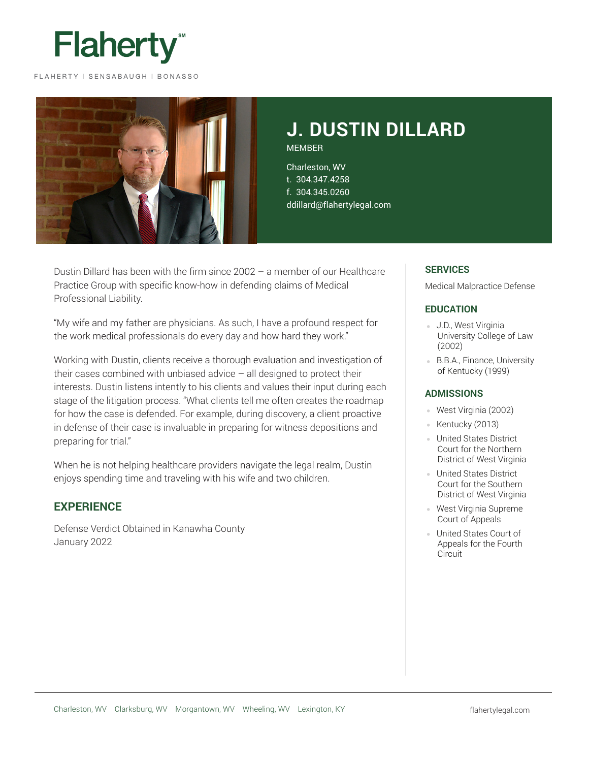# Flaherty℠

FLAHERTY | SENSABAUGH | BONASSO

## J. DUSTIN DILLARD

MEMBER

Charleston, WV
t. 304.347.4258
f. 304.345.0260
ddillard@flahertylegal.com

Dustin Dillard has been with the firm since 2002 – a member of our Healthcare Practice Group with specific know-how in defending claims of Medical Professional Liability.

"My wife and my father are physicians. As such, I have a profound respect for the work medical professionals do every day and how hard they work."

Working with Dustin, clients receive a thorough evaluation and investigation of their cases combined with unbiased advice – all designed to protect their interests. Dustin listens intently to his clients and values their input during each stage of the litigation process. "What clients tell me often creates the roadmap for how the case is defended. For example, during discovery, a client proactive in defense of their case is invaluable in preparing for witness depositions and preparing for trial."

When he is not helping healthcare providers navigate the legal realm, Dustin enjoys spending time and traveling with his wife and two children.

### EXPERIENCE

Defense Verdict Obtained in Kanawha County
January 2022

### SERVICES

Medical Malpractice Defense

### EDUCATION

- J.D., West Virginia University College of Law (2002)
- B.B.A., Finance, University of Kentucky (1999)

### ADMISSIONS

- West Virginia (2002)
- Kentucky (2013)
- United States District Court for the Northern District of West Virginia
- United States District Court for the Southern District of West Virginia
- West Virginia Supreme Court of Appeals
- United States Court of Appeals for the Fourth Circuit

Charleston, WV Clarksburg, WV Morgantown, WV Wheeling, WV Lexington, KY

flahertylegal.com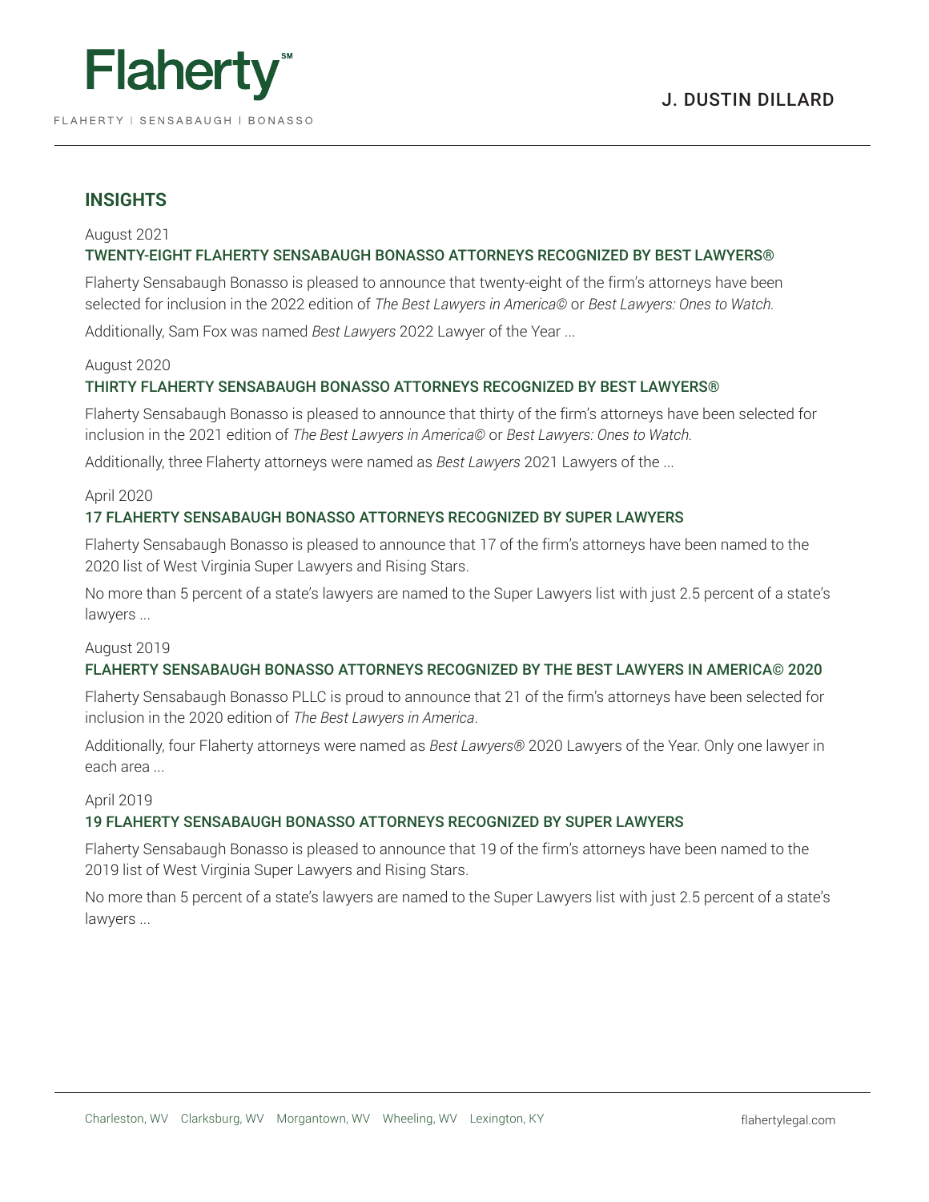## INSIGHTS

August 2021

**TWENTY-EIGHT FLAHERTY SENSABAUGH BONASSO ATTORNEYS RECOGNIZED BY BEST LAWYERS®**

Flaherty Sensabaugh Bonasso is pleased to announce that twenty-eight of the firm's attorneys have been selected for inclusion in the 2022 edition of *The Best Lawyers in America©* or *Best Lawyers: Ones to Watch*.

Additionally, Sam Fox was named *Best Lawyers* 2022 Lawyer of the Year ...

August 2020

**THIRTY FLAHERTY SENSABAUGH BONASSO ATTORNEYS RECOGNIZED BY BEST LAWYERS®**

Flaherty Sensabaugh Bonasso is pleased to announce that thirty of the firm's attorneys have been selected for inclusion in the 2021 edition of *The Best Lawyers in America©* or *Best Lawyers: Ones to Watch*.

Additionally, three Flaherty attorneys were named as *Best Lawyers* 2021 Lawyers of the ...

April 2020

**17 FLAHERTY SENSABAUGH BONASSO ATTORNEYS RECOGNIZED BY SUPER LAWYERS**

Flaherty Sensabaugh Bonasso is pleased to announce that 17 of the firm's attorneys have been named to the 2020 list of West Virginia Super Lawyers and Rising Stars.

No more than 5 percent of a state's lawyers are named to the Super Lawyers list with just 2.5 percent of a state's lawyers ...

August 2019

**FLAHERTY SENSABAUGH BONASSO ATTORNEYS RECOGNIZED BY THE BEST LAWYERS IN AMERICA© 2020**

Flaherty Sensabaugh Bonasso PLLC is proud to announce that 21 of the firm's attorneys have been selected for inclusion in the 2020 edition of *The Best Lawyers in America*.

Additionally, four Flaherty attorneys were named as *Best Lawyers®* 2020 Lawyers of the Year. Only one lawyer in each area ...

April 2019

**19 FLAHERTY SENSABAUGH BONASSO ATTORNEYS RECOGNIZED BY SUPER LAWYERS**

Flaherty Sensabaugh Bonasso is pleased to announce that 19 of the firm's attorneys have been named to the 2019 list of West Virginia Super Lawyers and Rising Stars.

No more than 5 percent of a state's lawyers are named to the Super Lawyers list with just 2.5 percent of a state's lawyers ...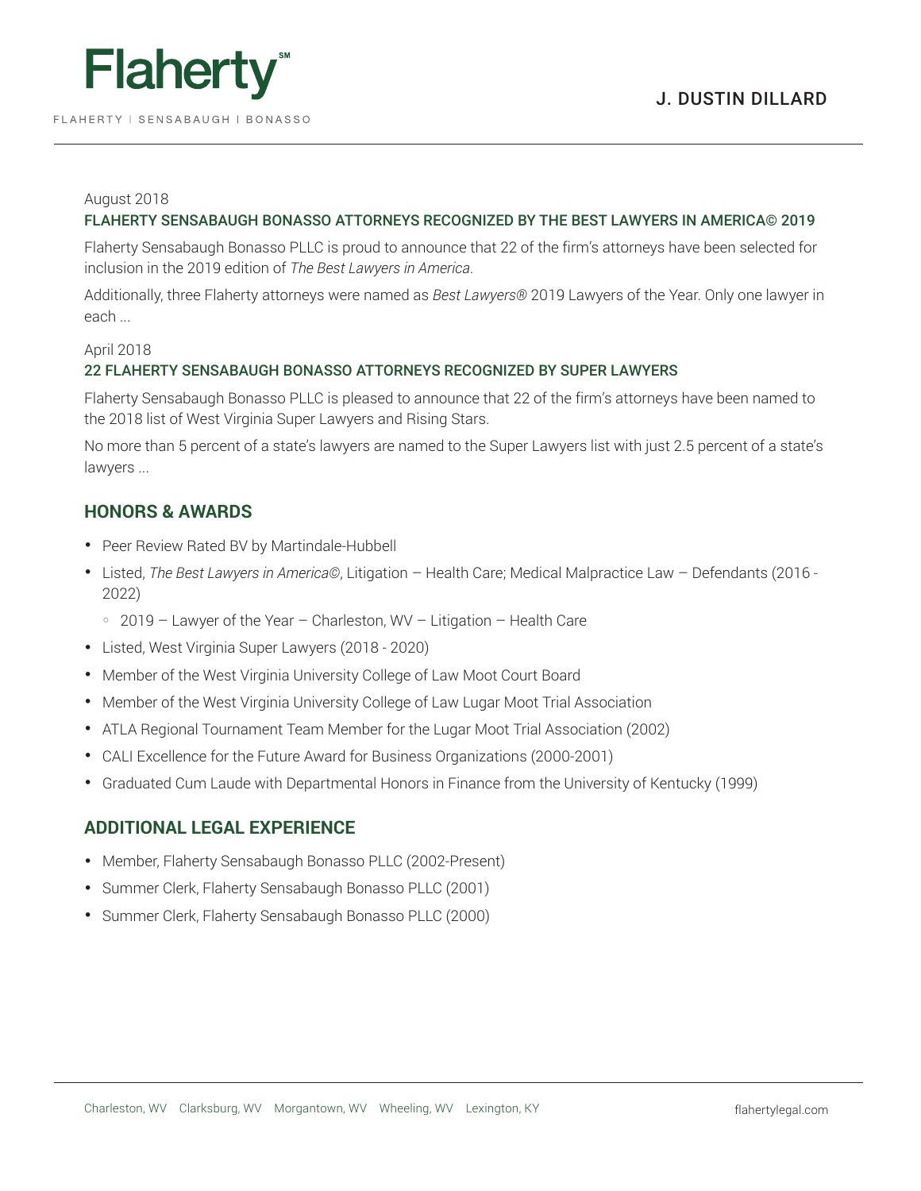August 2018

### FLAHERTY SENSABAUGH BONASSO ATTORNEYS RECOGNIZED BY THE BEST LAWYERS IN AMERICA© 2019

Flaherty Sensabaugh Bonasso PLLC is proud to announce that 22 of the firm's attorneys have been selected for inclusion in the 2019 edition of *The Best Lawyers in America*.

Additionally, three Flaherty attorneys were named as *Best Lawyers®* 2019 Lawyers of the Year. Only one lawyer in each ...

April 2018

### 22 FLAHERTY SENSABAUGH BONASSO ATTORNEYS RECOGNIZED BY SUPER LAWYERS

Flaherty Sensabaugh Bonasso PLLC is pleased to announce that 22 of the firm's attorneys have been named to the 2018 list of West Virginia Super Lawyers and Rising Stars.

No more than 5 percent of a state's lawyers are named to the Super Lawyers list with just 2.5 percent of a state's lawyers ...

## HONORS & AWARDS

- Peer Review Rated BV by Martindale-Hubbell
- Listed, *The Best Lawyers in America©*, Litigation – Health Care; Medical Malpractice Law – Defendants (2016 - 2022)
  - 2019 – Lawyer of the Year – Charleston, WV – Litigation – Health Care
- Listed, West Virginia Super Lawyers (2018 - 2020)
- Member of the West Virginia University College of Law Moot Court Board
- Member of the West Virginia University College of Law Lugar Moot Trial Association
- ATLA Regional Tournament Team Member for the Lugar Moot Trial Association (2002)
- CALI Excellence for the Future Award for Business Organizations (2000-2001)
- Graduated Cum Laude with Departmental Honors in Finance from the University of Kentucky (1999)

## ADDITIONAL LEGAL EXPERIENCE

- Member, Flaherty Sensabaugh Bonasso PLLC (2002-Present)
- Summer Clerk, Flaherty Sensabaugh Bonasso PLLC (2001)
- Summer Clerk, Flaherty Sensabaugh Bonasso PLLC (2000)